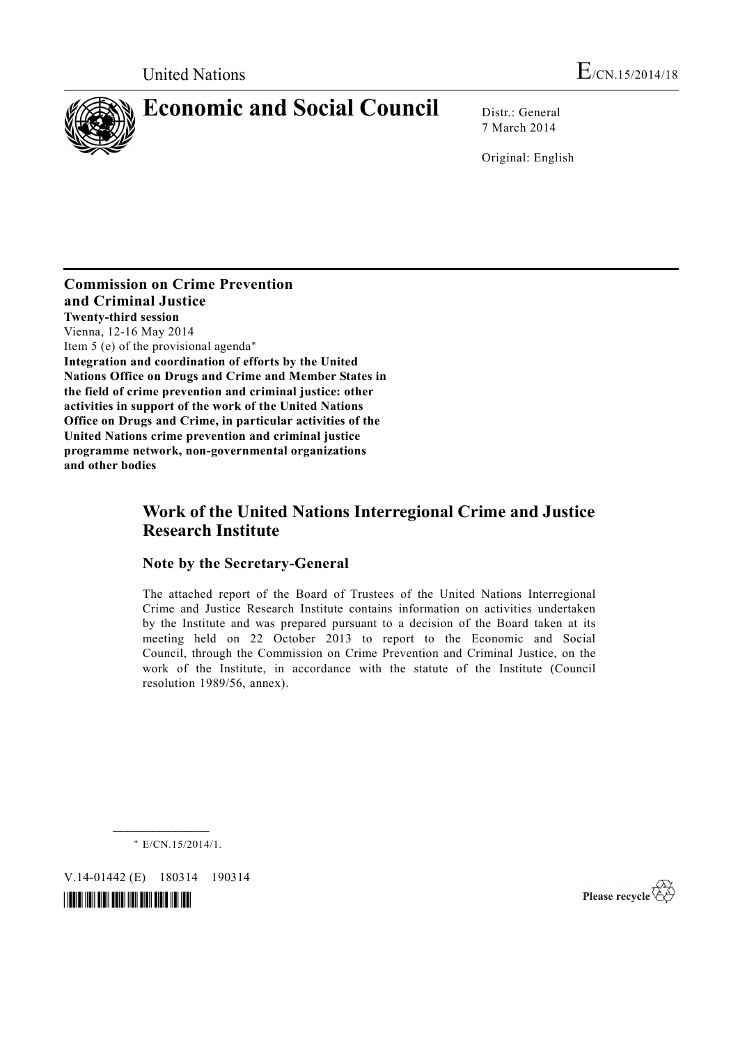United Nations E/CN.15/2014/18

# Economic and Social Council

Distr.: General
7 March 2014

Original: English

**Commission on Crime Prevention and Criminal Justice**
**Twenty-third session**
Vienna, 12-16 May 2014
Item 5 (e) of the provisional agenda*
**Integration and coordination of efforts by the United Nations Office on Drugs and Crime and Member States in the field of crime prevention and criminal justice: other activities in support of the work of the United Nations Office on Drugs and Crime, in particular activities of the United Nations crime prevention and criminal justice programme network, non-governmental organizations and other bodies**

## Work of the United Nations Interregional Crime and Justice Research Institute

### Note by the Secretary-General

The attached report of the Board of Trustees of the United Nations Interregional Crime and Justice Research Institute contains information on activities undertaken by the Institute and was prepared pursuant to a decision of the Board taken at its meeting held on 22 October 2013 to report to the Economic and Social Council, through the Commission on Crime Prevention and Criminal Justice, on the work of the Institute, in accordance with the statute of the Institute (Council resolution 1989/56, annex).

---

\* E/CN.15/2014/1.

V.14-01442 (E) 180314 190314

Please recycle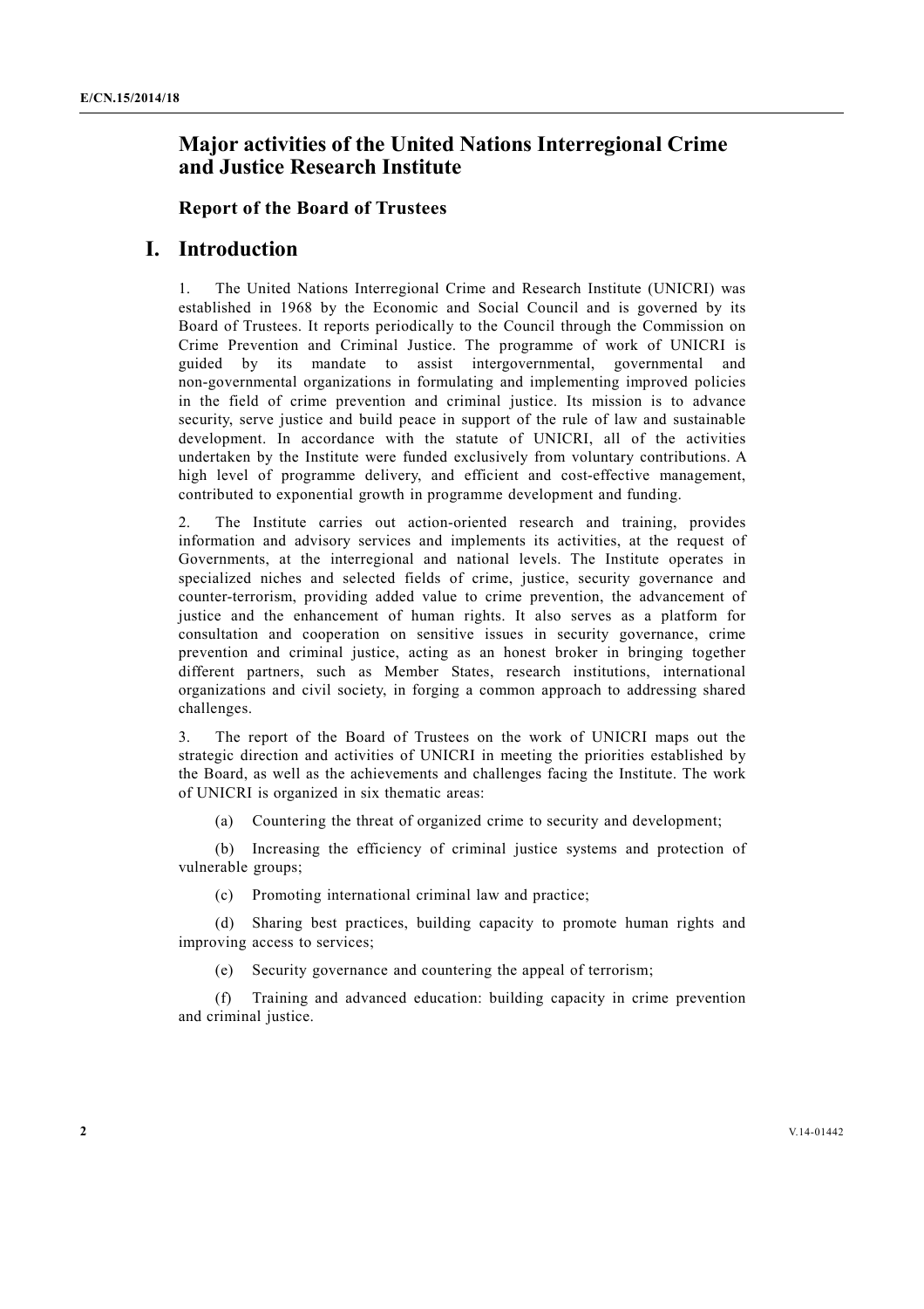# Major activities of the United Nations Interregional Crime and Justice Research Institute

## Report of the Board of Trustees

## I. Introduction

1. The United Nations Interregional Crime and Research Institute (UNICRI) was established in 1968 by the Economic and Social Council and is governed by its Board of Trustees. It reports periodically to the Council through the Commission on Crime Prevention and Criminal Justice. The programme of work of UNICRI is guided by its mandate to assist intergovernmental, governmental and non-governmental organizations in formulating and implementing improved policies in the field of crime prevention and criminal justice. Its mission is to advance security, serve justice and build peace in support of the rule of law and sustainable development. In accordance with the statute of UNICRI, all of the activities undertaken by the Institute were funded exclusively from voluntary contributions. A high level of programme delivery, and efficient and cost-effective management, contributed to exponential growth in programme development and funding.

2. The Institute carries out action-oriented research and training, provides information and advisory services and implements its activities, at the request of Governments, at the interregional and national levels. The Institute operates in specialized niches and selected fields of crime, justice, security governance and counter-terrorism, providing added value to crime prevention, the advancement of justice and the enhancement of human rights. It also serves as a platform for consultation and cooperation on sensitive issues in security governance, crime prevention and criminal justice, acting as an honest broker in bringing together different partners, such as Member States, research institutions, international organizations and civil society, in forging a common approach to addressing shared challenges.

3. The report of the Board of Trustees on the work of UNICRI maps out the strategic direction and activities of UNICRI in meeting the priorities established by the Board, as well as the achievements and challenges facing the Institute. The work of UNICRI is organized in six thematic areas:

(a) Countering the threat of organized crime to security and development;

(b) Increasing the efficiency of criminal justice systems and protection of vulnerable groups;

(c) Promoting international criminal law and practice;

(d) Sharing best practices, building capacity to promote human rights and improving access to services;

(e) Security governance and countering the appeal of terrorism;

(f) Training and advanced education: building capacity in crime prevention and criminal justice.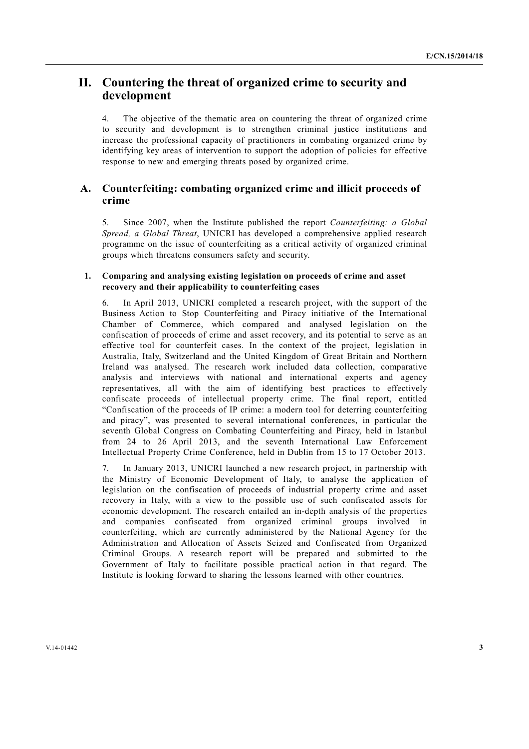# II. Countering the threat of organized crime to security and development

4. The objective of the thematic area on countering the threat of organized crime to security and development is to strengthen criminal justice institutions and increase the professional capacity of practitioners in combating organized crime by identifying key areas of intervention to support the adoption of policies for effective response to new and emerging threats posed by organized crime.

## A. Counterfeiting: combating organized crime and illicit proceeds of crime

5. Since 2007, when the Institute published the report *Counterfeiting: a Global Spread, a Global Threat*, UNICRI has developed a comprehensive applied research programme on the issue of counterfeiting as a critical activity of organized criminal groups which threatens consumers safety and security.

### 1. Comparing and analysing existing legislation on proceeds of crime and asset recovery and their applicability to counterfeiting cases

6. In April 2013, UNICRI completed a research project, with the support of the Business Action to Stop Counterfeiting and Piracy initiative of the International Chamber of Commerce, which compared and analysed legislation on the confiscation of proceeds of crime and asset recovery, and its potential to serve as an effective tool for counterfeit cases. In the context of the project, legislation in Australia, Italy, Switzerland and the United Kingdom of Great Britain and Northern Ireland was analysed. The research work included data collection, comparative analysis and interviews with national and international experts and agency representatives, all with the aim of identifying best practices to effectively confiscate proceeds of intellectual property crime. The final report, entitled "Confiscation of the proceeds of IP crime: a modern tool for deterring counterfeiting and piracy", was presented to several international conferences, in particular the seventh Global Congress on Combating Counterfeiting and Piracy, held in Istanbul from 24 to 26 April 2013, and the seventh International Law Enforcement Intellectual Property Crime Conference, held in Dublin from 15 to 17 October 2013.

7. In January 2013, UNICRI launched a new research project, in partnership with the Ministry of Economic Development of Italy, to analyse the application of legislation on the confiscation of proceeds of industrial property crime and asset recovery in Italy, with a view to the possible use of such confiscated assets for economic development. The research entailed an in-depth analysis of the properties and companies confiscated from organized criminal groups involved in counterfeiting, which are currently administered by the National Agency for the Administration and Allocation of Assets Seized and Confiscated from Organized Criminal Groups. A research report will be prepared and submitted to the Government of Italy to facilitate possible practical action in that regard. The Institute is looking forward to sharing the lessons learned with other countries.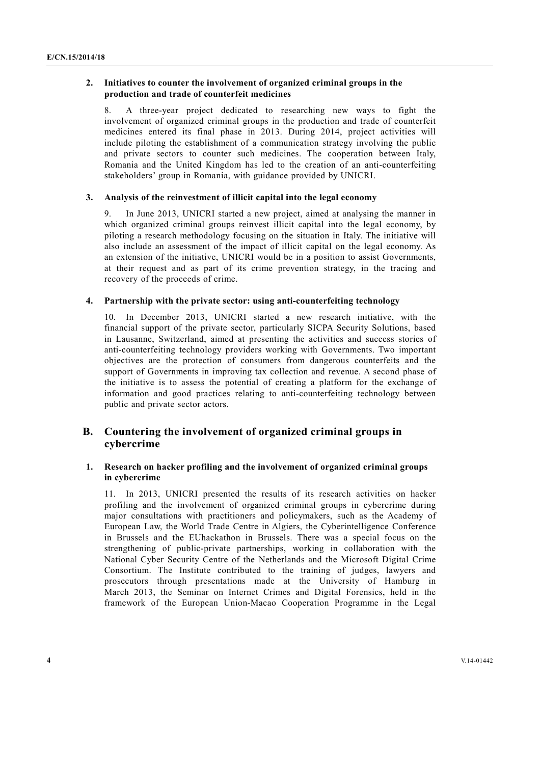### 2. Initiatives to counter the involvement of organized criminal groups in the production and trade of counterfeit medicines

8. A three-year project dedicated to researching new ways to fight the involvement of organized criminal groups in the production and trade of counterfeit medicines entered its final phase in 2013. During 2014, project activities will include piloting the establishment of a communication strategy involving the public and private sectors to counter such medicines. The cooperation between Italy, Romania and the United Kingdom has led to the creation of an anti-counterfeiting stakeholders' group in Romania, with guidance provided by UNICRI.

### 3. Analysis of the reinvestment of illicit capital into the legal economy

9. In June 2013, UNICRI started a new project, aimed at analysing the manner in which organized criminal groups reinvest illicit capital into the legal economy, by piloting a research methodology focusing on the situation in Italy. The initiative will also include an assessment of the impact of illicit capital on the legal economy. As an extension of the initiative, UNICRI would be in a position to assist Governments, at their request and as part of its crime prevention strategy, in the tracing and recovery of the proceeds of crime.

### 4. Partnership with the private sector: using anti-counterfeiting technology

10. In December 2013, UNICRI started a new research initiative, with the financial support of the private sector, particularly SICPA Security Solutions, based in Lausanne, Switzerland, aimed at presenting the activities and success stories of anti-counterfeiting technology providers working with Governments. Two important objectives are the protection of consumers from dangerous counterfeits and the support of Governments in improving tax collection and revenue. A second phase of the initiative is to assess the potential of creating a platform for the exchange of information and good practices relating to anti-counterfeiting technology between public and private sector actors.

## B. Countering the involvement of organized criminal groups in cybercrime

### 1. Research on hacker profiling and the involvement of organized criminal groups in cybercrime

11. In 2013, UNICRI presented the results of its research activities on hacker profiling and the involvement of organized criminal groups in cybercrime during major consultations with practitioners and policymakers, such as the Academy of European Law, the World Trade Centre in Algiers, the Cyberintelligence Conference in Brussels and the EUhackathon in Brussels. There was a special focus on the strengthening of public-private partnerships, working in collaboration with the National Cyber Security Centre of the Netherlands and the Microsoft Digital Crime Consortium. The Institute contributed to the training of judges, lawyers and prosecutors through presentations made at the University of Hamburg in March 2013, the Seminar on Internet Crimes and Digital Forensics, held in the framework of the European Union-Macao Cooperation Programme in the Legal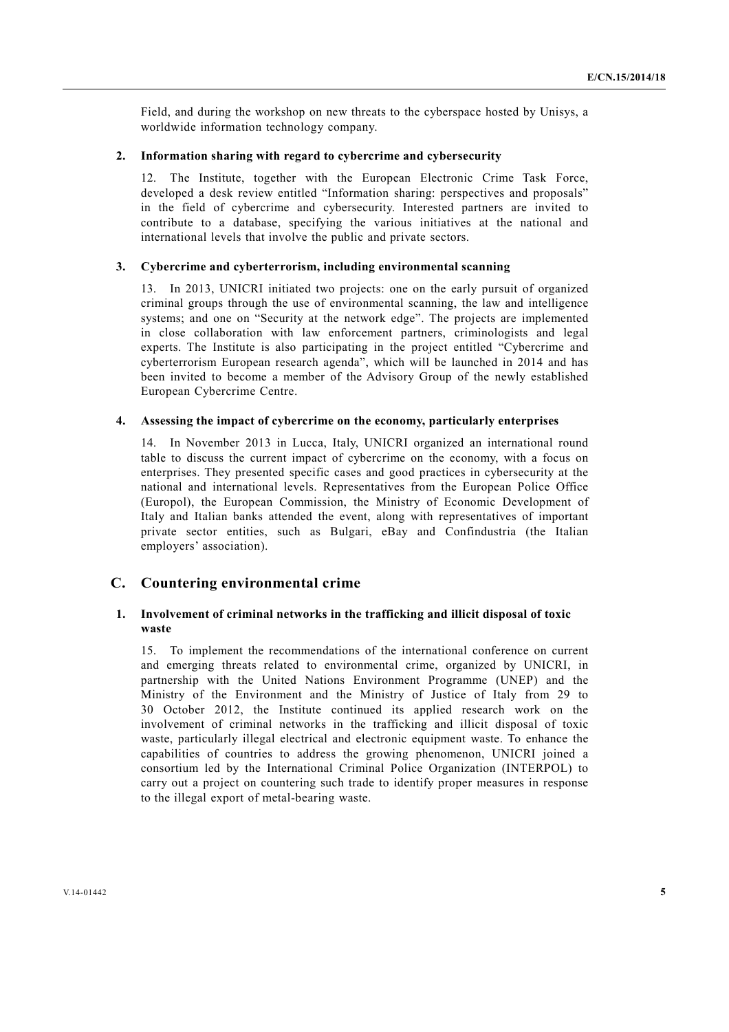Field, and during the workshop on new threats to the cyberspace hosted by Unisys, a worldwide information technology company.

### 2. Information sharing with regard to cybercrime and cybersecurity

12. The Institute, together with the European Electronic Crime Task Force, developed a desk review entitled "Information sharing: perspectives and proposals" in the field of cybercrime and cybersecurity. Interested partners are invited to contribute to a database, specifying the various initiatives at the national and international levels that involve the public and private sectors.

### 3. Cybercrime and cyberterrorism, including environmental scanning

13. In 2013, UNICRI initiated two projects: one on the early pursuit of organized criminal groups through the use of environmental scanning, the law and intelligence systems; and one on "Security at the network edge". The projects are implemented in close collaboration with law enforcement partners, criminologists and legal experts. The Institute is also participating in the project entitled "Cybercrime and cyberterrorism European research agenda", which will be launched in 2014 and has been invited to become a member of the Advisory Group of the newly established European Cybercrime Centre.

### 4. Assessing the impact of cybercrime on the economy, particularly enterprises

14. In November 2013 in Lucca, Italy, UNICRI organized an international round table to discuss the current impact of cybercrime on the economy, with a focus on enterprises. They presented specific cases and good practices in cybersecurity at the national and international levels. Representatives from the European Police Office (Europol), the European Commission, the Ministry of Economic Development of Italy and Italian banks attended the event, along with representatives of important private sector entities, such as Bulgari, eBay and Confindustria (the Italian employers' association).

## C. Countering environmental crime

### 1. Involvement of criminal networks in the trafficking and illicit disposal of toxic waste

15. To implement the recommendations of the international conference on current and emerging threats related to environmental crime, organized by UNICRI, in partnership with the United Nations Environment Programme (UNEP) and the Ministry of the Environment and the Ministry of Justice of Italy from 29 to 30 October 2012, the Institute continued its applied research work on the involvement of criminal networks in the trafficking and illicit disposal of toxic waste, particularly illegal electrical and electronic equipment waste. To enhance the capabilities of countries to address the growing phenomenon, UNICRI joined a consortium led by the International Criminal Police Organization (INTERPOL) to carry out a project on countering such trade to identify proper measures in response to the illegal export of metal-bearing waste.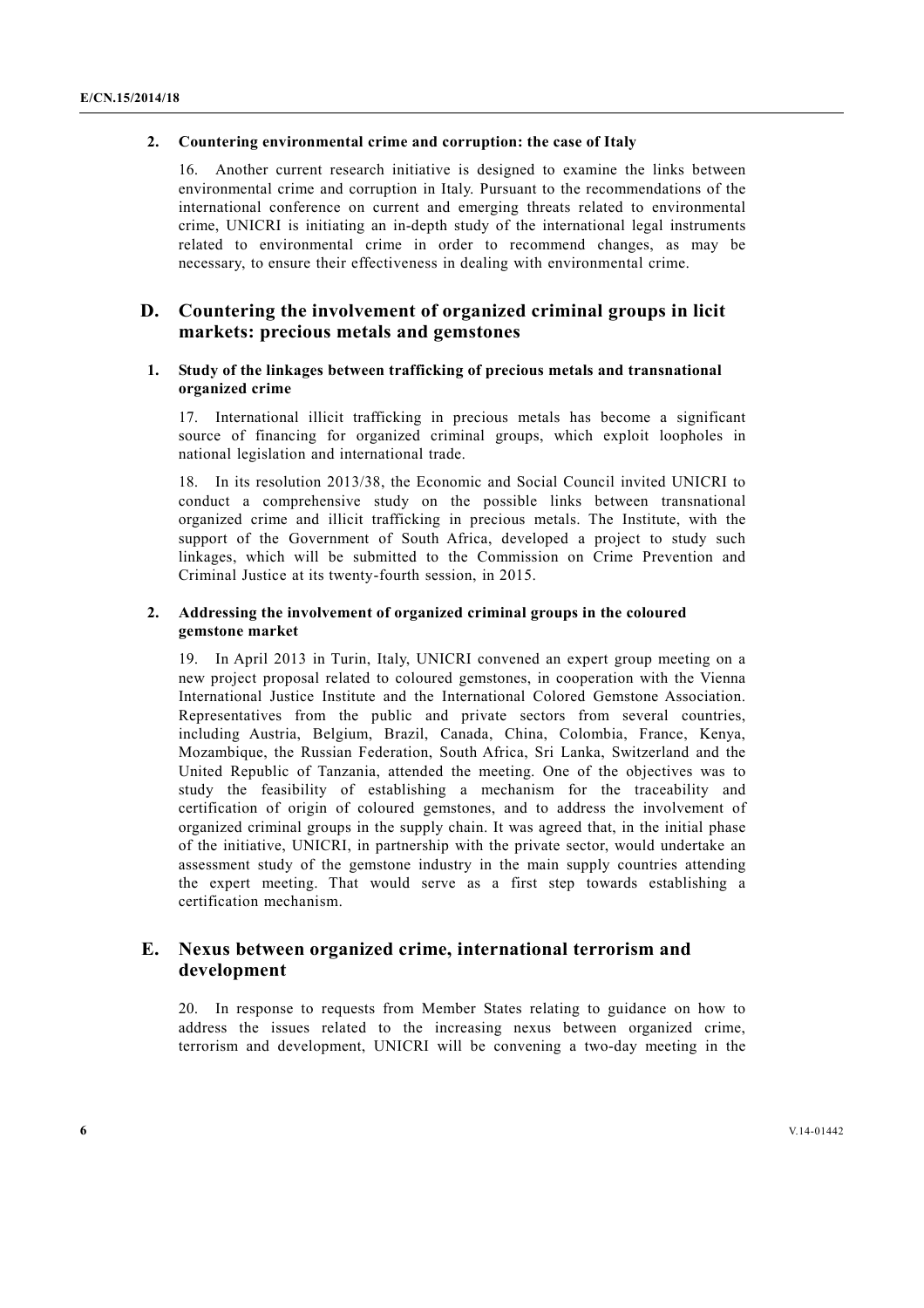### 2. Countering environmental crime and corruption: the case of Italy

16. Another current research initiative is designed to examine the links between environmental crime and corruption in Italy. Pursuant to the recommendations of the international conference on current and emerging threats related to environmental crime, UNICRI is initiating an in-depth study of the international legal instruments related to environmental crime in order to recommend changes, as may be necessary, to ensure their effectiveness in dealing with environmental crime.

## D. Countering the involvement of organized criminal groups in licit markets: precious metals and gemstones

### 1. Study of the linkages between trafficking of precious metals and transnational organized crime

17. International illicit trafficking in precious metals has become a significant source of financing for organized criminal groups, which exploit loopholes in national legislation and international trade.

18. In its resolution 2013/38, the Economic and Social Council invited UNICRI to conduct a comprehensive study on the possible links between transnational organized crime and illicit trafficking in precious metals. The Institute, with the support of the Government of South Africa, developed a project to study such linkages, which will be submitted to the Commission on Crime Prevention and Criminal Justice at its twenty-fourth session, in 2015.

### 2. Addressing the involvement of organized criminal groups in the coloured gemstone market

19. In April 2013 in Turin, Italy, UNICRI convened an expert group meeting on a new project proposal related to coloured gemstones, in cooperation with the Vienna International Justice Institute and the International Colored Gemstone Association. Representatives from the public and private sectors from several countries, including Austria, Belgium, Brazil, Canada, China, Colombia, France, Kenya, Mozambique, the Russian Federation, South Africa, Sri Lanka, Switzerland and the United Republic of Tanzania, attended the meeting. One of the objectives was to study the feasibility of establishing a mechanism for the traceability and certification of origin of coloured gemstones, and to address the involvement of organized criminal groups in the supply chain. It was agreed that, in the initial phase of the initiative, UNICRI, in partnership with the private sector, would undertake an assessment study of the gemstone industry in the main supply countries attending the expert meeting. That would serve as a first step towards establishing a certification mechanism.

## E. Nexus between organized crime, international terrorism and development

20. In response to requests from Member States relating to guidance on how to address the issues related to the increasing nexus between organized crime, terrorism and development, UNICRI will be convening a two-day meeting in the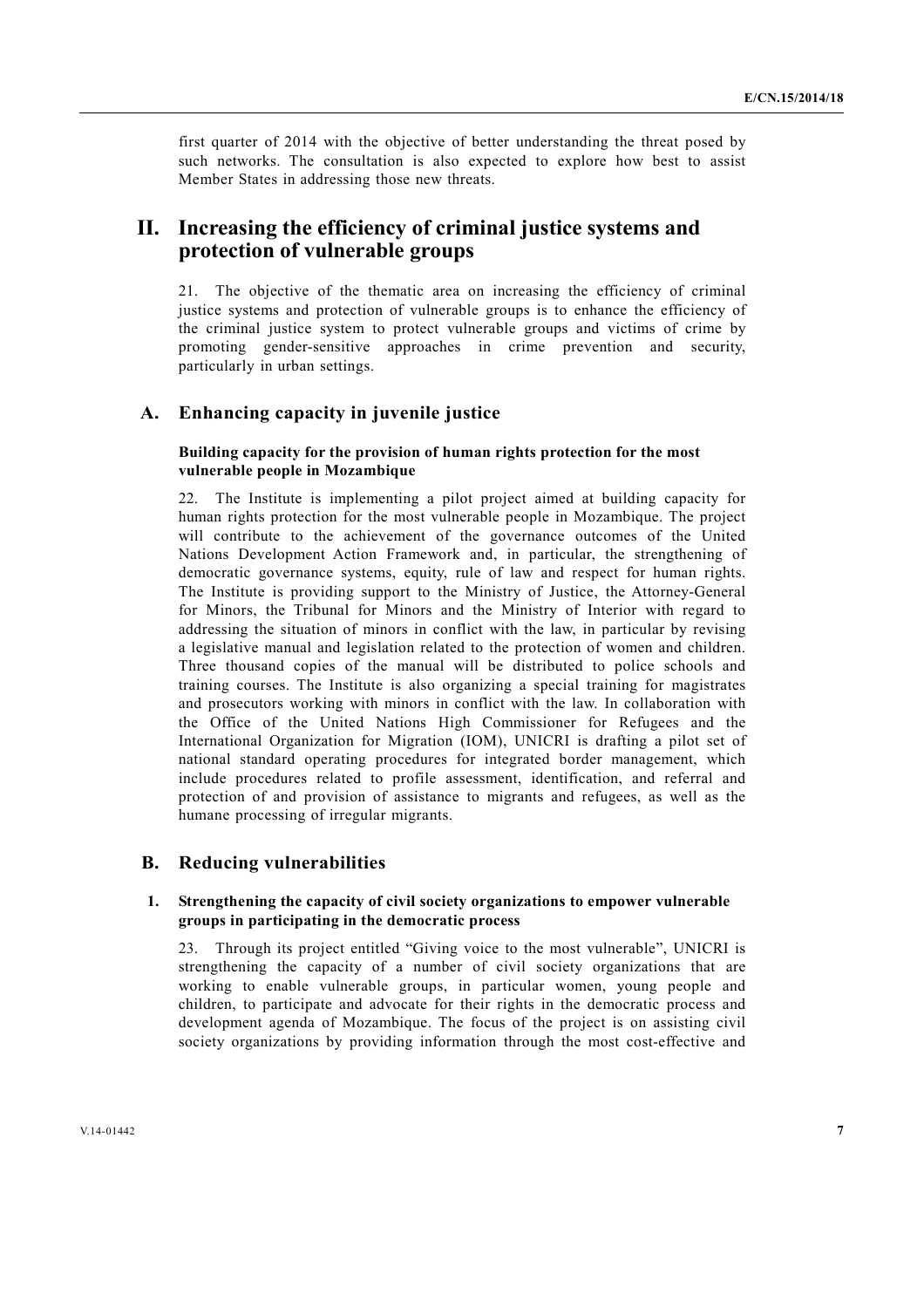first quarter of 2014 with the objective of better understanding the threat posed by such networks. The consultation is also expected to explore how best to assist Member States in addressing those new threats.

# II. Increasing the efficiency of criminal justice systems and protection of vulnerable groups

21. The objective of the thematic area on increasing the efficiency of criminal justice systems and protection of vulnerable groups is to enhance the efficiency of the criminal justice system to protect vulnerable groups and victims of crime by promoting gender-sensitive approaches in crime prevention and security, particularly in urban settings.

## A. Enhancing capacity in juvenile justice

### Building capacity for the provision of human rights protection for the most vulnerable people in Mozambique

22. The Institute is implementing a pilot project aimed at building capacity for human rights protection for the most vulnerable people in Mozambique. The project will contribute to the achievement of the governance outcomes of the United Nations Development Action Framework and, in particular, the strengthening of democratic governance systems, equity, rule of law and respect for human rights. The Institute is providing support to the Ministry of Justice, the Attorney-General for Minors, the Tribunal for Minors and the Ministry of Interior with regard to addressing the situation of minors in conflict with the law, in particular by revising a legislative manual and legislation related to the protection of women and children. Three thousand copies of the manual will be distributed to police schools and training courses. The Institute is also organizing a special training for magistrates and prosecutors working with minors in conflict with the law. In collaboration with the Office of the United Nations High Commissioner for Refugees and the International Organization for Migration (IOM), UNICRI is drafting a pilot set of national standard operating procedures for integrated border management, which include procedures related to profile assessment, identification, and referral and protection of and provision of assistance to migrants and refugees, as well as the humane processing of irregular migrants.

## B. Reducing vulnerabilities

### 1. Strengthening the capacity of civil society organizations to empower vulnerable groups in participating in the democratic process

23. Through its project entitled "Giving voice to the most vulnerable", UNICRI is strengthening the capacity of a number of civil society organizations that are working to enable vulnerable groups, in particular women, young people and children, to participate and advocate for their rights in the democratic process and development agenda of Mozambique. The focus of the project is on assisting civil society organizations by providing information through the most cost-effective and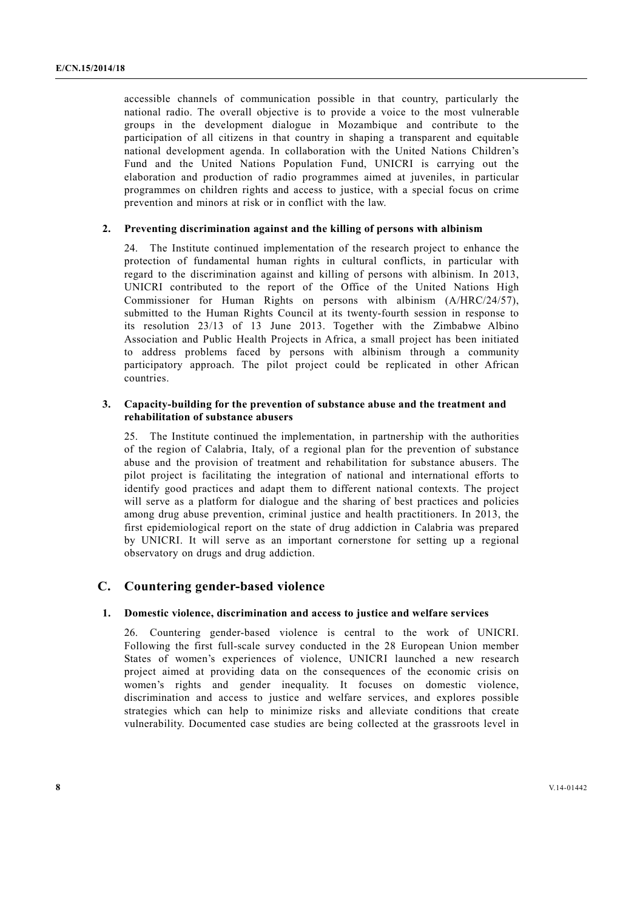accessible channels of communication possible in that country, particularly the national radio. The overall objective is to provide a voice to the most vulnerable groups in the development dialogue in Mozambique and contribute to the participation of all citizens in that country in shaping a transparent and equitable national development agenda. In collaboration with the United Nations Children's Fund and the United Nations Population Fund, UNICRI is carrying out the elaboration and production of radio programmes aimed at juveniles, in particular programmes on children rights and access to justice, with a special focus on crime prevention and minors at risk or in conflict with the law.

### 2. Preventing discrimination against and the killing of persons with albinism

24. The Institute continued implementation of the research project to enhance the protection of fundamental human rights in cultural conflicts, in particular with regard to the discrimination against and killing of persons with albinism. In 2013, UNICRI contributed to the report of the Office of the United Nations High Commissioner for Human Rights on persons with albinism (A/HRC/24/57), submitted to the Human Rights Council at its twenty-fourth session in response to its resolution 23/13 of 13 June 2013. Together with the Zimbabwe Albino Association and Public Health Projects in Africa, a small project has been initiated to address problems faced by persons with albinism through a community participatory approach. The pilot project could be replicated in other African countries.

### 3. Capacity-building for the prevention of substance abuse and the treatment and rehabilitation of substance abusers

25. The Institute continued the implementation, in partnership with the authorities of the region of Calabria, Italy, of a regional plan for the prevention of substance abuse and the provision of treatment and rehabilitation for substance abusers. The pilot project is facilitating the integration of national and international efforts to identify good practices and adapt them to different national contexts. The project will serve as a platform for dialogue and the sharing of best practices and policies among drug abuse prevention, criminal justice and health practitioners. In 2013, the first epidemiological report on the state of drug addiction in Calabria was prepared by UNICRI. It will serve as an important cornerstone for setting up a regional observatory on drugs and drug addiction.

## C. Countering gender-based violence

### 1. Domestic violence, discrimination and access to justice and welfare services

26. Countering gender-based violence is central to the work of UNICRI. Following the first full-scale survey conducted in the 28 European Union member States of women's experiences of violence, UNICRI launched a new research project aimed at providing data on the consequences of the economic crisis on women's rights and gender inequality. It focuses on domestic violence, discrimination and access to justice and welfare services, and explores possible strategies which can help to minimize risks and alleviate conditions that create vulnerability. Documented case studies are being collected at the grassroots level in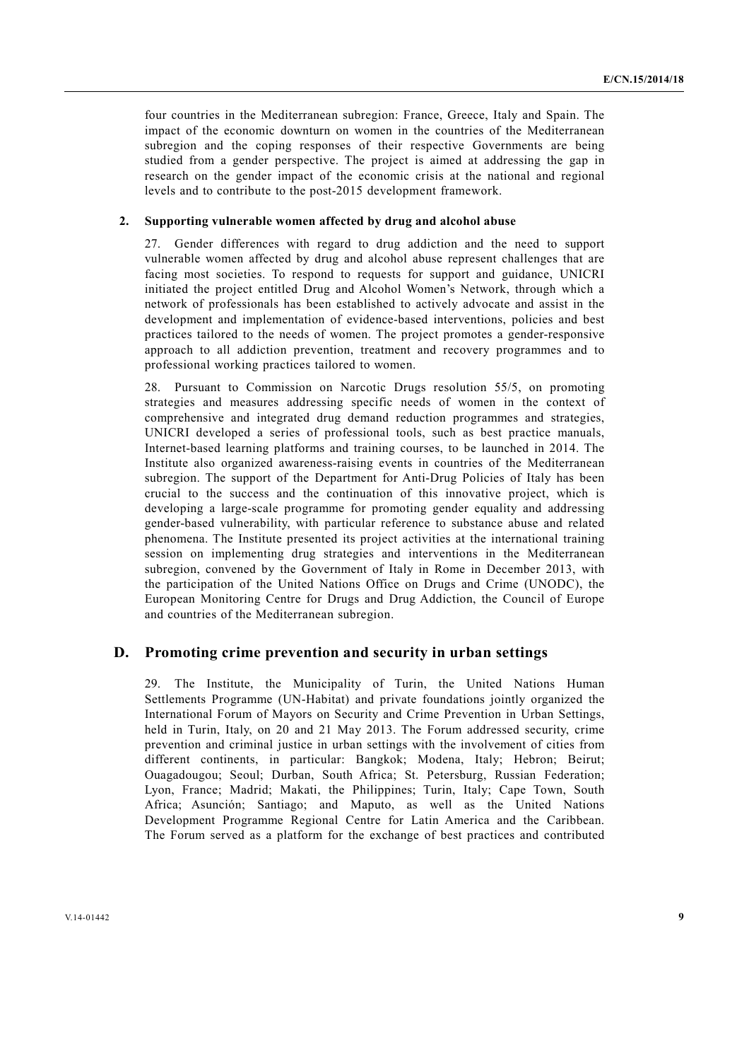four countries in the Mediterranean subregion: France, Greece, Italy and Spain. The impact of the economic downturn on women in the countries of the Mediterranean subregion and the coping responses of their respective Governments are being studied from a gender perspective. The project is aimed at addressing the gap in research on the gender impact of the economic crisis at the national and regional levels and to contribute to the post-2015 development framework.

### 2. Supporting vulnerable women affected by drug and alcohol abuse

27. Gender differences with regard to drug addiction and the need to support vulnerable women affected by drug and alcohol abuse represent challenges that are facing most societies. To respond to requests for support and guidance, UNICRI initiated the project entitled Drug and Alcohol Women's Network, through which a network of professionals has been established to actively advocate and assist in the development and implementation of evidence-based interventions, policies and best practices tailored to the needs of women. The project promotes a gender-responsive approach to all addiction prevention, treatment and recovery programmes and to professional working practices tailored to women.

28. Pursuant to Commission on Narcotic Drugs resolution 55/5, on promoting strategies and measures addressing specific needs of women in the context of comprehensive and integrated drug demand reduction programmes and strategies, UNICRI developed a series of professional tools, such as best practice manuals, Internet-based learning platforms and training courses, to be launched in 2014. The Institute also organized awareness-raising events in countries of the Mediterranean subregion. The support of the Department for Anti-Drug Policies of Italy has been crucial to the success and the continuation of this innovative project, which is developing a large-scale programme for promoting gender equality and addressing gender-based vulnerability, with particular reference to substance abuse and related phenomena. The Institute presented its project activities at the international training session on implementing drug strategies and interventions in the Mediterranean subregion, convened by the Government of Italy in Rome in December 2013, with the participation of the United Nations Office on Drugs and Crime (UNODC), the European Monitoring Centre for Drugs and Drug Addiction, the Council of Europe and countries of the Mediterranean subregion.

## D. Promoting crime prevention and security in urban settings

29. The Institute, the Municipality of Turin, the United Nations Human Settlements Programme (UN-Habitat) and private foundations jointly organized the International Forum of Mayors on Security and Crime Prevention in Urban Settings, held in Turin, Italy, on 20 and 21 May 2013. The Forum addressed security, crime prevention and criminal justice in urban settings with the involvement of cities from different continents, in particular: Bangkok; Modena, Italy; Hebron; Beirut; Ouagadougou; Seoul; Durban, South Africa; St. Petersburg, Russian Federation; Lyon, France; Madrid; Makati, the Philippines; Turin, Italy; Cape Town, South Africa; Asunción; Santiago; and Maputo, as well as the United Nations Development Programme Regional Centre for Latin America and the Caribbean. The Forum served as a platform for the exchange of best practices and contributed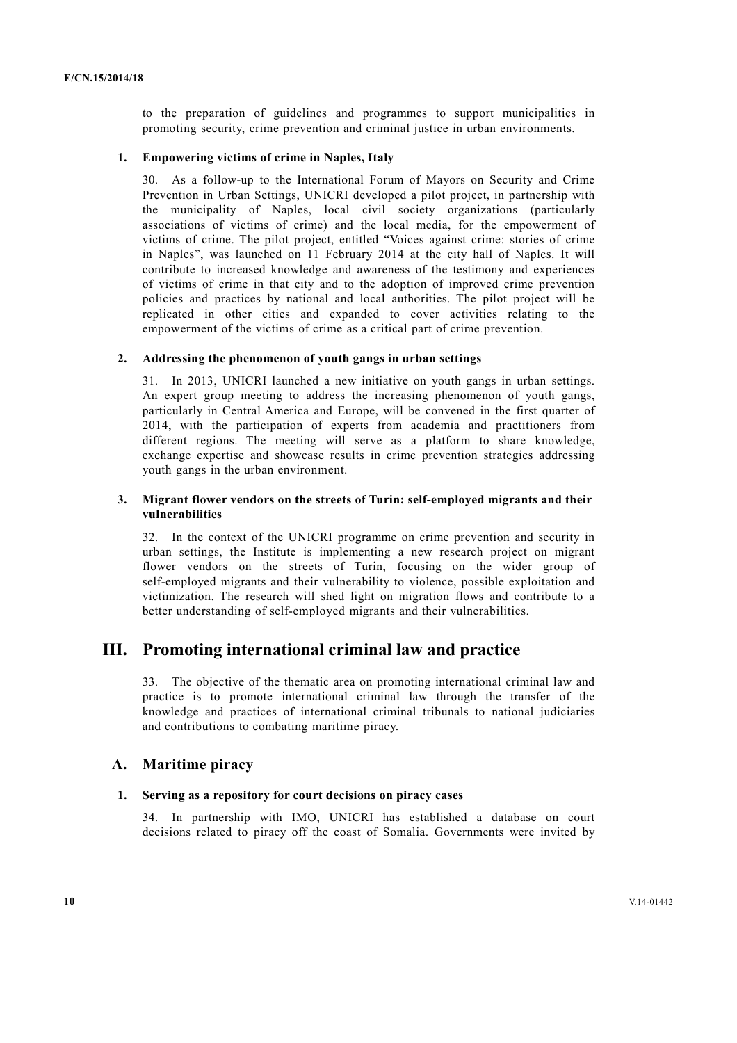to the preparation of guidelines and programmes to support municipalities in promoting security, crime prevention and criminal justice in urban environments.

#### 1. Empowering victims of crime in Naples, Italy

30. As a follow-up to the International Forum of Mayors on Security and Crime Prevention in Urban Settings, UNICRI developed a pilot project, in partnership with the municipality of Naples, local civil society organizations (particularly associations of victims of crime) and the local media, for the empowerment of victims of crime. The pilot project, entitled "Voices against crime: stories of crime in Naples", was launched on 11 February 2014 at the city hall of Naples. It will contribute to increased knowledge and awareness of the testimony and experiences of victims of crime in that city and to the adoption of improved crime prevention policies and practices by national and local authorities. The pilot project will be replicated in other cities and expanded to cover activities relating to the empowerment of the victims of crime as a critical part of crime prevention.

#### 2. Addressing the phenomenon of youth gangs in urban settings

31. In 2013, UNICRI launched a new initiative on youth gangs in urban settings. An expert group meeting to address the increasing phenomenon of youth gangs, particularly in Central America and Europe, will be convened in the first quarter of 2014, with the participation of experts from academia and practitioners from different regions. The meeting will serve as a platform to share knowledge, exchange expertise and showcase results in crime prevention strategies addressing youth gangs in the urban environment.

#### 3. Migrant flower vendors on the streets of Turin: self-employed migrants and their vulnerabilities

32. In the context of the UNICRI programme on crime prevention and security in urban settings, the Institute is implementing a new research project on migrant flower vendors on the streets of Turin, focusing on the wider group of self-employed migrants and their vulnerability to violence, possible exploitation and victimization. The research will shed light on migration flows and contribute to a better understanding of self-employed migrants and their vulnerabilities.

## III. Promoting international criminal law and practice

33. The objective of the thematic area on promoting international criminal law and practice is to promote international criminal law through the transfer of the knowledge and practices of international criminal tribunals to national judiciaries and contributions to combating maritime piracy.

### A. Maritime piracy

#### 1. Serving as a repository for court decisions on piracy cases

34. In partnership with IMO, UNICRI has established a database on court decisions related to piracy off the coast of Somalia. Governments were invited by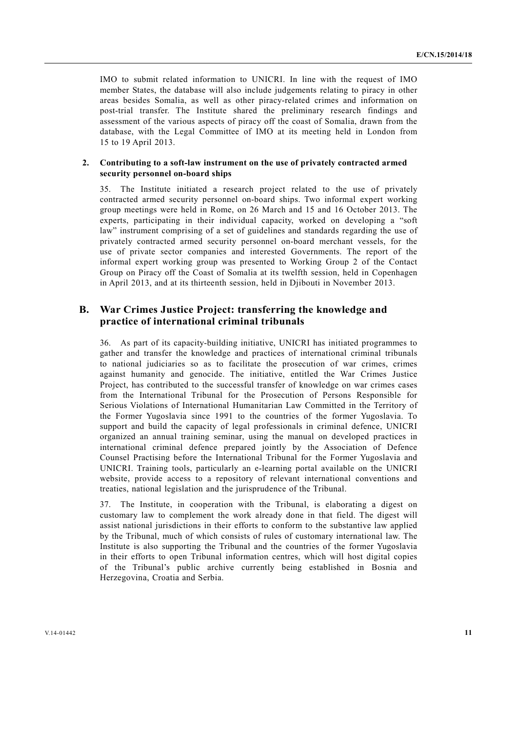IMO to submit related information to UNICRI. In line with the request of IMO member States, the database will also include judgements relating to piracy in other areas besides Somalia, as well as other piracy-related crimes and information on post-trial transfer. The Institute shared the preliminary research findings and assessment of the various aspects of piracy off the coast of Somalia, drawn from the database, with the Legal Committee of IMO at its meeting held in London from 15 to 19 April 2013.

### 2. Contributing to a soft-law instrument on the use of privately contracted armed security personnel on-board ships

35. The Institute initiated a research project related to the use of privately contracted armed security personnel on-board ships. Two informal expert working group meetings were held in Rome, on 26 March and 15 and 16 October 2013. The experts, participating in their individual capacity, worked on developing a "soft law" instrument comprising of a set of guidelines and standards regarding the use of privately contracted armed security personnel on-board merchant vessels, for the use of private sector companies and interested Governments. The report of the informal expert working group was presented to Working Group 2 of the Contact Group on Piracy off the Coast of Somalia at its twelfth session, held in Copenhagen in April 2013, and at its thirteenth session, held in Djibouti in November 2013.

## B. War Crimes Justice Project: transferring the knowledge and practice of international criminal tribunals

36. As part of its capacity-building initiative, UNICRI has initiated programmes to gather and transfer the knowledge and practices of international criminal tribunals to national judiciaries so as to facilitate the prosecution of war crimes, crimes against humanity and genocide. The initiative, entitled the War Crimes Justice Project, has contributed to the successful transfer of knowledge on war crimes cases from the International Tribunal for the Prosecution of Persons Responsible for Serious Violations of International Humanitarian Law Committed in the Territory of the Former Yugoslavia since 1991 to the countries of the former Yugoslavia. To support and build the capacity of legal professionals in criminal defence, UNICRI organized an annual training seminar, using the manual on developed practices in international criminal defence prepared jointly by the Association of Defence Counsel Practising before the International Tribunal for the Former Yugoslavia and UNICRI. Training tools, particularly an e-learning portal available on the UNICRI website, provide access to a repository of relevant international conventions and treaties, national legislation and the jurisprudence of the Tribunal.

37. The Institute, in cooperation with the Tribunal, is elaborating a digest on customary law to complement the work already done in that field. The digest will assist national jurisdictions in their efforts to conform to the substantive law applied by the Tribunal, much of which consists of rules of customary international law. The Institute is also supporting the Tribunal and the countries of the former Yugoslavia in their efforts to open Tribunal information centres, which will host digital copies of the Tribunal's public archive currently being established in Bosnia and Herzegovina, Croatia and Serbia.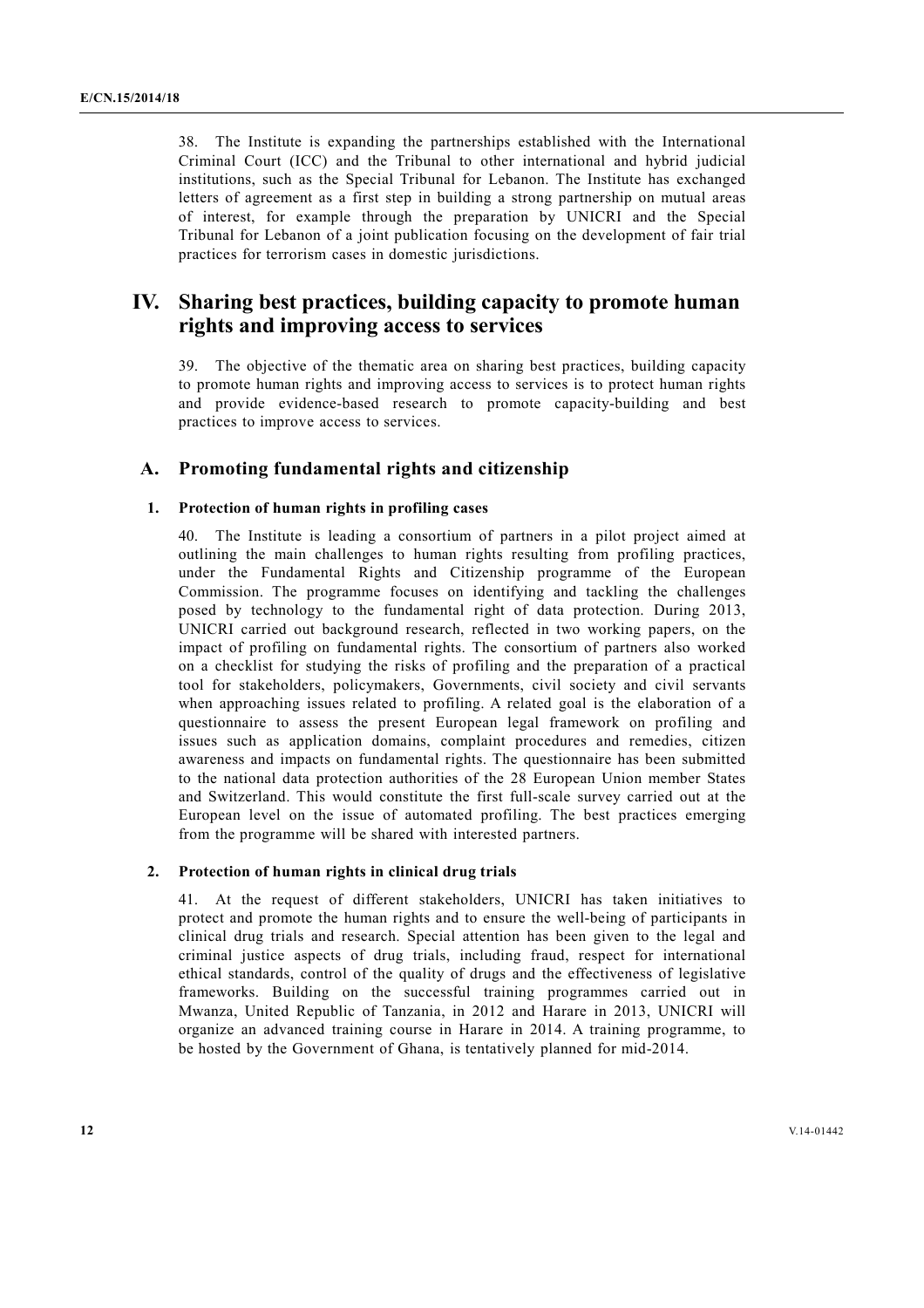38. The Institute is expanding the partnerships established with the International Criminal Court (ICC) and the Tribunal to other international and hybrid judicial institutions, such as the Special Tribunal for Lebanon. The Institute has exchanged letters of agreement as a first step in building a strong partnership on mutual areas of interest, for example through the preparation by UNICRI and the Special Tribunal for Lebanon of a joint publication focusing on the development of fair trial practices for terrorism cases in domestic jurisdictions.

# IV. Sharing best practices, building capacity to promote human rights and improving access to services

39. The objective of the thematic area on sharing best practices, building capacity to promote human rights and improving access to services is to protect human rights and provide evidence-based research to promote capacity-building and best practices to improve access to services.

## A. Promoting fundamental rights and citizenship

### 1. Protection of human rights in profiling cases

40. The Institute is leading a consortium of partners in a pilot project aimed at outlining the main challenges to human rights resulting from profiling practices, under the Fundamental Rights and Citizenship programme of the European Commission. The programme focuses on identifying and tackling the challenges posed by technology to the fundamental right of data protection. During 2013, UNICRI carried out background research, reflected in two working papers, on the impact of profiling on fundamental rights. The consortium of partners also worked on a checklist for studying the risks of profiling and the preparation of a practical tool for stakeholders, policymakers, Governments, civil society and civil servants when approaching issues related to profiling. A related goal is the elaboration of a questionnaire to assess the present European legal framework on profiling and issues such as application domains, complaint procedures and remedies, citizen awareness and impacts on fundamental rights. The questionnaire has been submitted to the national data protection authorities of the 28 European Union member States and Switzerland. This would constitute the first full-scale survey carried out at the European level on the issue of automated profiling. The best practices emerging from the programme will be shared with interested partners.

### 2. Protection of human rights in clinical drug trials

41. At the request of different stakeholders, UNICRI has taken initiatives to protect and promote the human rights and to ensure the well-being of participants in clinical drug trials and research. Special attention has been given to the legal and criminal justice aspects of drug trials, including fraud, respect for international ethical standards, control of the quality of drugs and the effectiveness of legislative frameworks. Building on the successful training programmes carried out in Mwanza, United Republic of Tanzania, in 2012 and Harare in 2013, UNICRI will organize an advanced training course in Harare in 2014. A training programme, to be hosted by the Government of Ghana, is tentatively planned for mid-2014.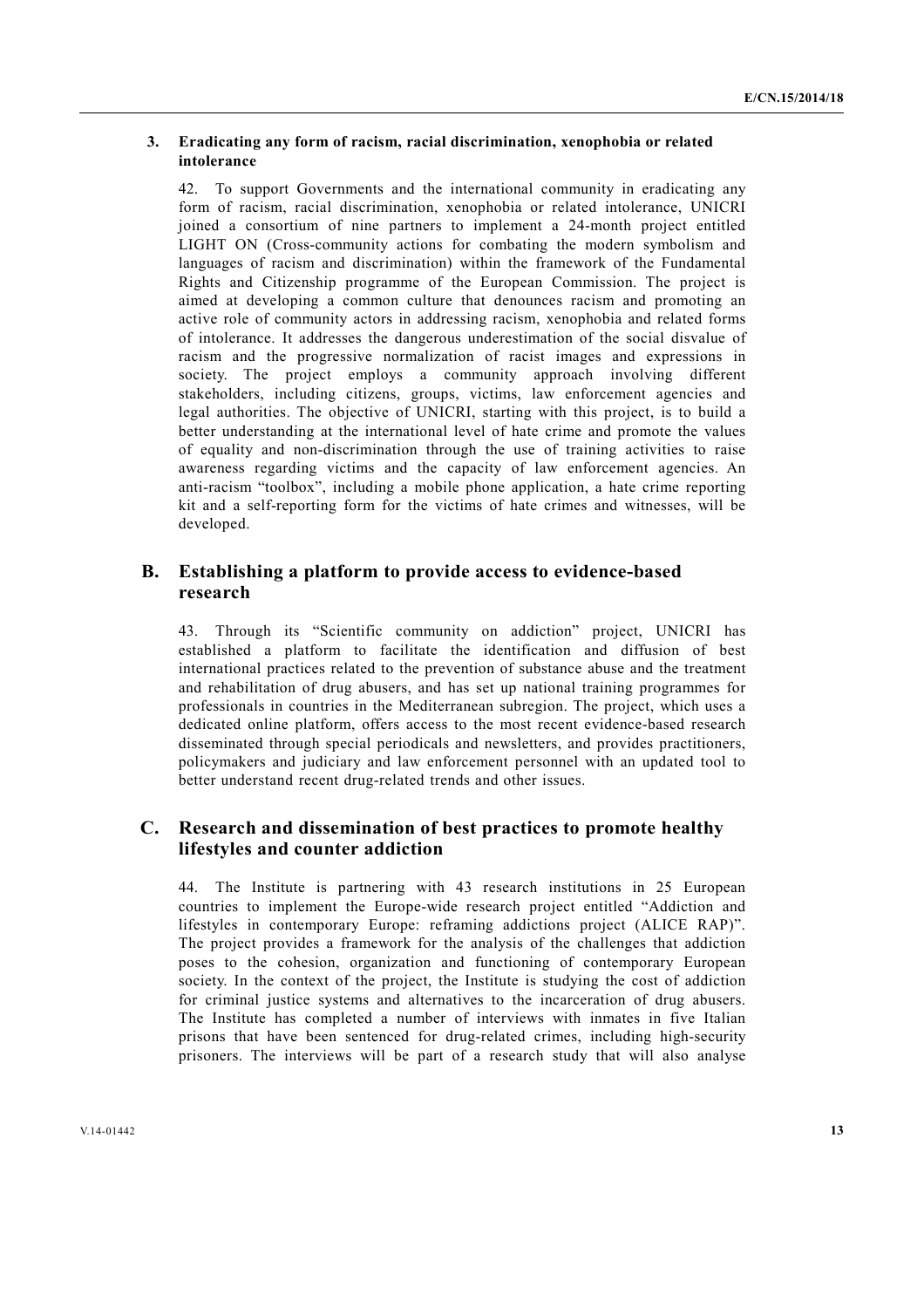### 3. Eradicating any form of racism, racial discrimination, xenophobia or related intolerance

42. To support Governments and the international community in eradicating any form of racism, racial discrimination, xenophobia or related intolerance, UNICRI joined a consortium of nine partners to implement a 24-month project entitled LIGHT ON (Cross-community actions for combating the modern symbolism and languages of racism and discrimination) within the framework of the Fundamental Rights and Citizenship programme of the European Commission. The project is aimed at developing a common culture that denounces racism and promoting an active role of community actors in addressing racism, xenophobia and related forms of intolerance. It addresses the dangerous underestimation of the social disvalue of racism and the progressive normalization of racist images and expressions in society. The project employs a community approach involving different stakeholders, including citizens, groups, victims, law enforcement agencies and legal authorities. The objective of UNICRI, starting with this project, is to build a better understanding at the international level of hate crime and promote the values of equality and non-discrimination through the use of training activities to raise awareness regarding victims and the capacity of law enforcement agencies. An anti-racism "toolbox", including a mobile phone application, a hate crime reporting kit and a self-reporting form for the victims of hate crimes and witnesses, will be developed.

## B. Establishing a platform to provide access to evidence-based research

43. Through its "Scientific community on addiction" project, UNICRI has established a platform to facilitate the identification and diffusion of best international practices related to the prevention of substance abuse and the treatment and rehabilitation of drug abusers, and has set up national training programmes for professionals in countries in the Mediterranean subregion. The project, which uses a dedicated online platform, offers access to the most recent evidence-based research disseminated through special periodicals and newsletters, and provides practitioners, policymakers and judiciary and law enforcement personnel with an updated tool to better understand recent drug-related trends and other issues.

## C. Research and dissemination of best practices to promote healthy lifestyles and counter addiction

44. The Institute is partnering with 43 research institutions in 25 European countries to implement the Europe-wide research project entitled "Addiction and lifestyles in contemporary Europe: reframing addictions project (ALICE RAP)". The project provides a framework for the analysis of the challenges that addiction poses to the cohesion, organization and functioning of contemporary European society. In the context of the project, the Institute is studying the cost of addiction for criminal justice systems and alternatives to the incarceration of drug abusers. The Institute has completed a number of interviews with inmates in five Italian prisons that have been sentenced for drug-related crimes, including high-security prisoners. The interviews will be part of a research study that will also analyse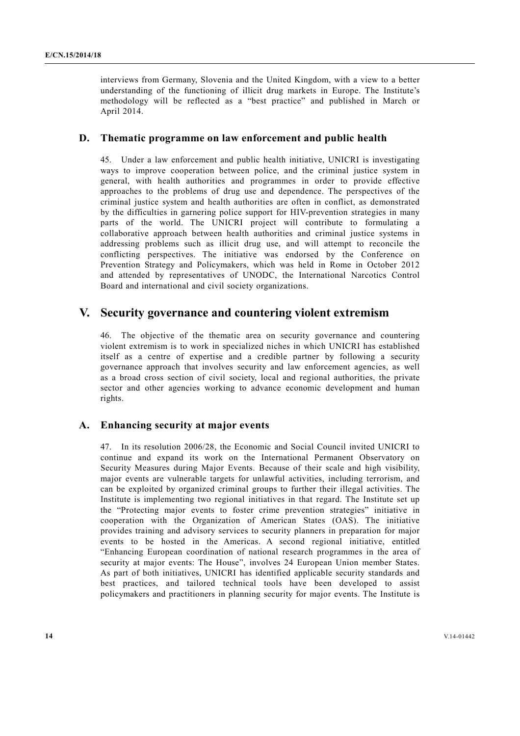interviews from Germany, Slovenia and the United Kingdom, with a view to a better understanding of the functioning of illicit drug markets in Europe. The Institute's methodology will be reflected as a "best practice" and published in March or April 2014.

## D. Thematic programme on law enforcement and public health

45. Under a law enforcement and public health initiative, UNICRI is investigating ways to improve cooperation between police, and the criminal justice system in general, with health authorities and programmes in order to provide effective approaches to the problems of drug use and dependence. The perspectives of the criminal justice system and health authorities are often in conflict, as demonstrated by the difficulties in garnering police support for HIV-prevention strategies in many parts of the world. The UNICRI project will contribute to formulating a collaborative approach between health authorities and criminal justice systems in addressing problems such as illicit drug use, and will attempt to reconcile the conflicting perspectives. The initiative was endorsed by the Conference on Prevention Strategy and Policymakers, which was held in Rome in October 2012 and attended by representatives of UNODC, the International Narcotics Control Board and international and civil society organizations.

# V. Security governance and countering violent extremism

46. The objective of the thematic area on security governance and countering violent extremism is to work in specialized niches in which UNICRI has established itself as a centre of expertise and a credible partner by following a security governance approach that involves security and law enforcement agencies, as well as a broad cross section of civil society, local and regional authorities, the private sector and other agencies working to advance economic development and human rights.

## A. Enhancing security at major events

47. In its resolution 2006/28, the Economic and Social Council invited UNICRI to continue and expand its work on the International Permanent Observatory on Security Measures during Major Events. Because of their scale and high visibility, major events are vulnerable targets for unlawful activities, including terrorism, and can be exploited by organized criminal groups to further their illegal activities. The Institute is implementing two regional initiatives in that regard. The Institute set up the "Protecting major events to foster crime prevention strategies" initiative in cooperation with the Organization of American States (OAS). The initiative provides training and advisory services to security planners in preparation for major events to be hosted in the Americas. A second regional initiative, entitled "Enhancing European coordination of national research programmes in the area of security at major events: The House", involves 24 European Union member States. As part of both initiatives, UNICRI has identified applicable security standards and best practices, and tailored technical tools have been developed to assist policymakers and practitioners in planning security for major events. The Institute is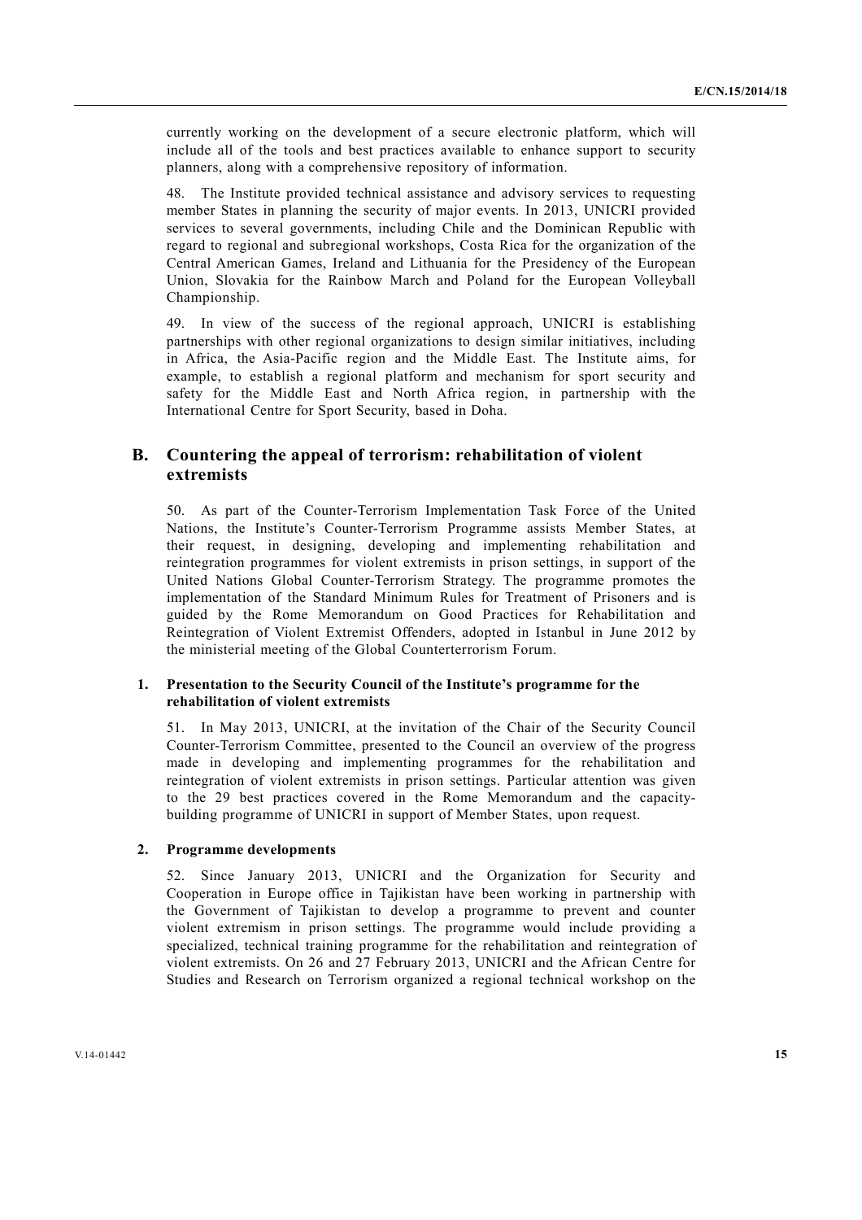currently working on the development of a secure electronic platform, which will include all of the tools and best practices available to enhance support to security planners, along with a comprehensive repository of information.

48. The Institute provided technical assistance and advisory services to requesting member States in planning the security of major events. In 2013, UNICRI provided services to several governments, including Chile and the Dominican Republic with regard to regional and subregional workshops, Costa Rica for the organization of the Central American Games, Ireland and Lithuania for the Presidency of the European Union, Slovakia for the Rainbow March and Poland for the European Volleyball Championship.

49. In view of the success of the regional approach, UNICRI is establishing partnerships with other regional organizations to design similar initiatives, including in Africa, the Asia-Pacific region and the Middle East. The Institute aims, for example, to establish a regional platform and mechanism for sport security and safety for the Middle East and North Africa region, in partnership with the International Centre for Sport Security, based in Doha.

## B. Countering the appeal of terrorism: rehabilitation of violent extremists

50. As part of the Counter-Terrorism Implementation Task Force of the United Nations, the Institute's Counter-Terrorism Programme assists Member States, at their request, in designing, developing and implementing rehabilitation and reintegration programmes for violent extremists in prison settings, in support of the United Nations Global Counter-Terrorism Strategy. The programme promotes the implementation of the Standard Minimum Rules for Treatment of Prisoners and is guided by the Rome Memorandum on Good Practices for Rehabilitation and Reintegration of Violent Extremist Offenders, adopted in Istanbul in June 2012 by the ministerial meeting of the Global Counterterrorism Forum.

### 1. Presentation to the Security Council of the Institute's programme for the rehabilitation of violent extremists

51. In May 2013, UNICRI, at the invitation of the Chair of the Security Council Counter-Terrorism Committee, presented to the Council an overview of the progress made in developing and implementing programmes for the rehabilitation and reintegration of violent extremists in prison settings. Particular attention was given to the 29 best practices covered in the Rome Memorandum and the capacity-building programme of UNICRI in support of Member States, upon request.

### 2. Programme developments

52. Since January 2013, UNICRI and the Organization for Security and Cooperation in Europe office in Tajikistan have been working in partnership with the Government of Tajikistan to develop a programme to prevent and counter violent extremism in prison settings. The programme would include providing a specialized, technical training programme for the rehabilitation and reintegration of violent extremists. On 26 and 27 February 2013, UNICRI and the African Centre for Studies and Research on Terrorism organized a regional technical workshop on the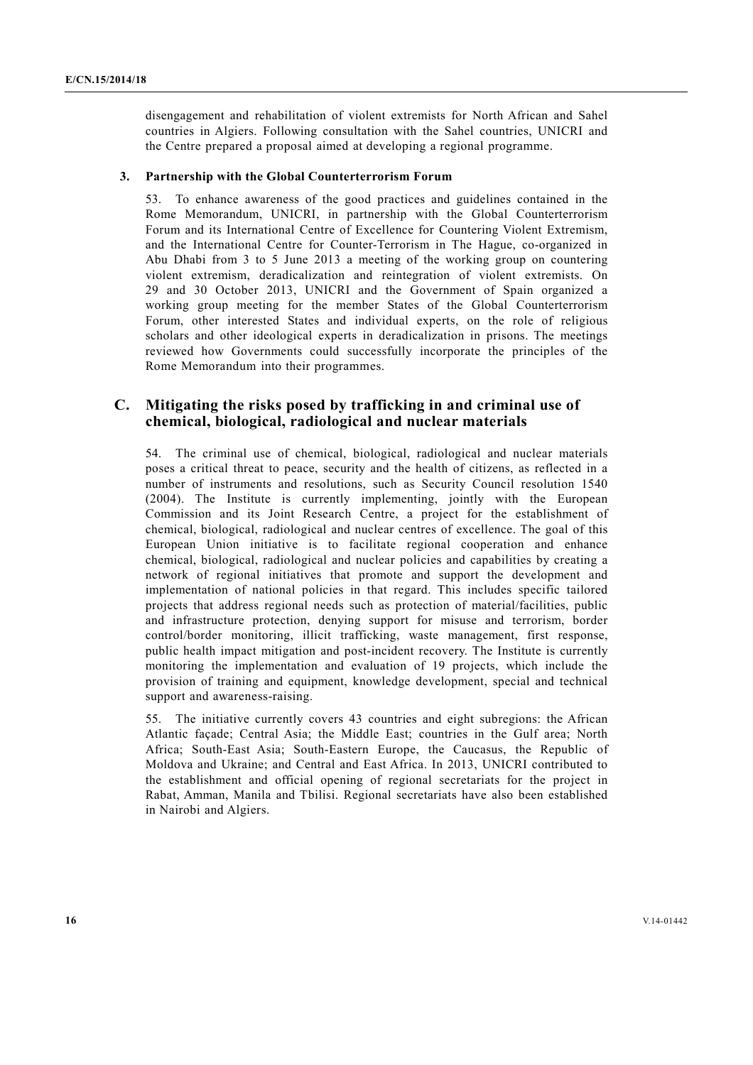disengagement and rehabilitation of violent extremists for North African and Sahel countries in Algiers. Following consultation with the Sahel countries, UNICRI and the Centre prepared a proposal aimed at developing a regional programme.

### 3. Partnership with the Global Counterterrorism Forum

53. To enhance awareness of the good practices and guidelines contained in the Rome Memorandum, UNICRI, in partnership with the Global Counterterrorism Forum and its International Centre of Excellence for Countering Violent Extremism, and the International Centre for Counter-Terrorism in The Hague, co-organized in Abu Dhabi from 3 to 5 June 2013 a meeting of the working group on countering violent extremism, deradicalization and reintegration of violent extremists. On 29 and 30 October 2013, UNICRI and the Government of Spain organized a working group meeting for the member States of the Global Counterterrorism Forum, other interested States and individual experts, on the role of religious scholars and other ideological experts in deradicalization in prisons. The meetings reviewed how Governments could successfully incorporate the principles of the Rome Memorandum into their programmes.

## C. Mitigating the risks posed by trafficking in and criminal use of chemical, biological, radiological and nuclear materials

54. The criminal use of chemical, biological, radiological and nuclear materials poses a critical threat to peace, security and the health of citizens, as reflected in a number of instruments and resolutions, such as Security Council resolution 1540 (2004). The Institute is currently implementing, jointly with the European Commission and its Joint Research Centre, a project for the establishment of chemical, biological, radiological and nuclear centres of excellence. The goal of this European Union initiative is to facilitate regional cooperation and enhance chemical, biological, radiological and nuclear policies and capabilities by creating a network of regional initiatives that promote and support the development and implementation of national policies in that regard. This includes specific tailored projects that address regional needs such as protection of material/facilities, public and infrastructure protection, denying support for misuse and terrorism, border control/border monitoring, illicit trafficking, waste management, first response, public health impact mitigation and post-incident recovery. The Institute is currently monitoring the implementation and evaluation of 19 projects, which include the provision of training and equipment, knowledge development, special and technical support and awareness-raising.

55. The initiative currently covers 43 countries and eight subregions: the African Atlantic façade; Central Asia; the Middle East; countries in the Gulf area; North Africa; South-East Asia; South-Eastern Europe, the Caucasus, the Republic of Moldova and Ukraine; and Central and East Africa. In 2013, UNICRI contributed to the establishment and official opening of regional secretariats for the project in Rabat, Amman, Manila and Tbilisi. Regional secretariats have also been established in Nairobi and Algiers.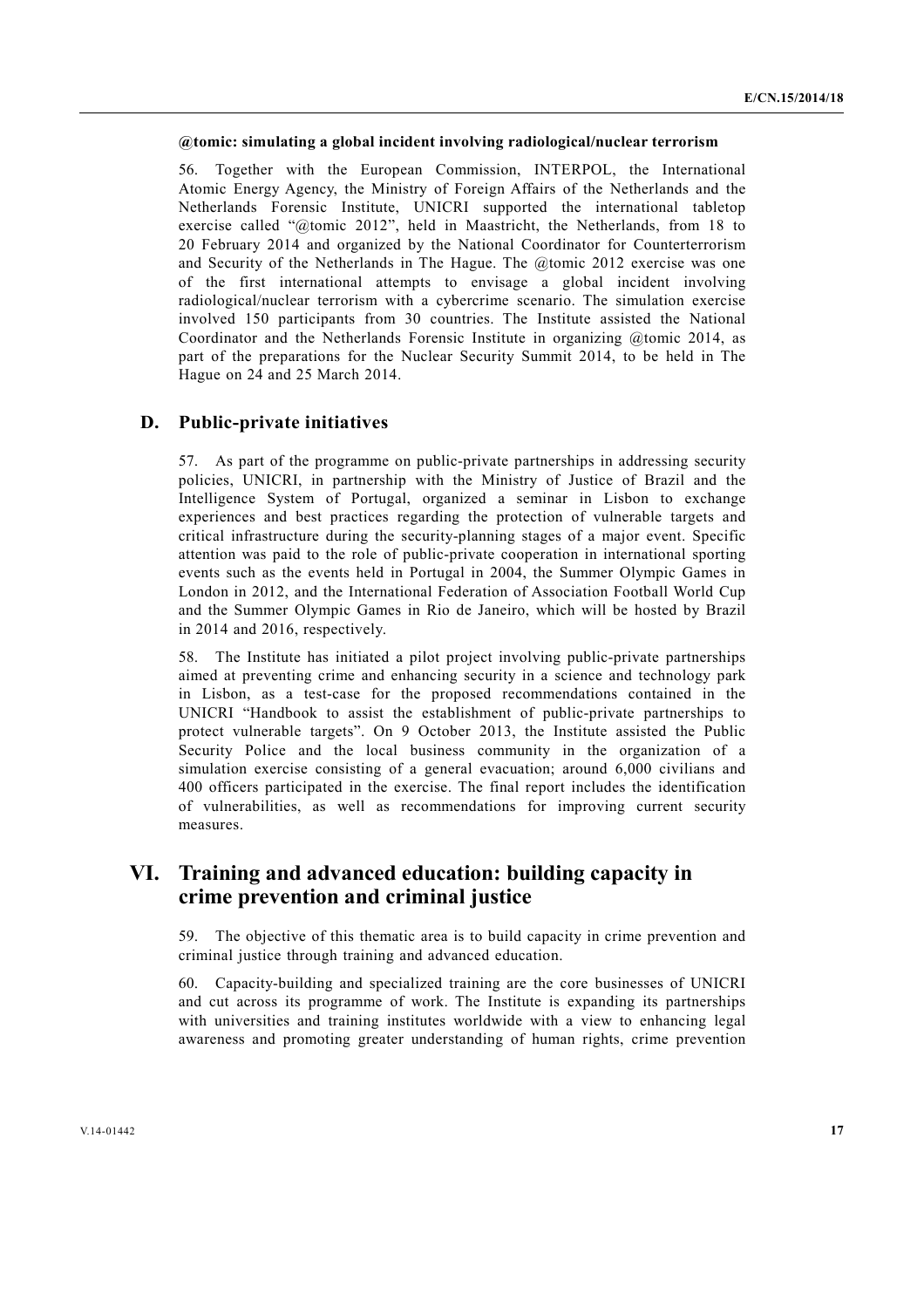**@tomic: simulating a global incident involving radiological/nuclear terrorism**

56. Together with the European Commission, INTERPOL, the International Atomic Energy Agency, the Ministry of Foreign Affairs of the Netherlands and the Netherlands Forensic Institute, UNICRI supported the international tabletop exercise called "@tomic 2012", held in Maastricht, the Netherlands, from 18 to 20 February 2014 and organized by the National Coordinator for Counterterrorism and Security of the Netherlands in The Hague. The @tomic 2012 exercise was one of the first international attempts to envisage a global incident involving radiological/nuclear terrorism with a cybercrime scenario. The simulation exercise involved 150 participants from 30 countries. The Institute assisted the National Coordinator and the Netherlands Forensic Institute in organizing @tomic 2014, as part of the preparations for the Nuclear Security Summit 2014, to be held in The Hague on 24 and 25 March 2014.

## D. Public-private initiatives

57. As part of the programme on public-private partnerships in addressing security policies, UNICRI, in partnership with the Ministry of Justice of Brazil and the Intelligence System of Portugal, organized a seminar in Lisbon to exchange experiences and best practices regarding the protection of vulnerable targets and critical infrastructure during the security-planning stages of a major event. Specific attention was paid to the role of public-private cooperation in international sporting events such as the events held in Portugal in 2004, the Summer Olympic Games in London in 2012, and the International Federation of Association Football World Cup and the Summer Olympic Games in Rio de Janeiro, which will be hosted by Brazil in 2014 and 2016, respectively.

58. The Institute has initiated a pilot project involving public-private partnerships aimed at preventing crime and enhancing security in a science and technology park in Lisbon, as a test-case for the proposed recommendations contained in the UNICRI "Handbook to assist the establishment of public-private partnerships to protect vulnerable targets". On 9 October 2013, the Institute assisted the Public Security Police and the local business community in the organization of a simulation exercise consisting of a general evacuation; around 6,000 civilians and 400 officers participated in the exercise. The final report includes the identification of vulnerabilities, as well as recommendations for improving current security measures.

# VI. Training and advanced education: building capacity in crime prevention and criminal justice

59. The objective of this thematic area is to build capacity in crime prevention and criminal justice through training and advanced education.

60. Capacity-building and specialized training are the core businesses of UNICRI and cut across its programme of work. The Institute is expanding its partnerships with universities and training institutes worldwide with a view to enhancing legal awareness and promoting greater understanding of human rights, crime prevention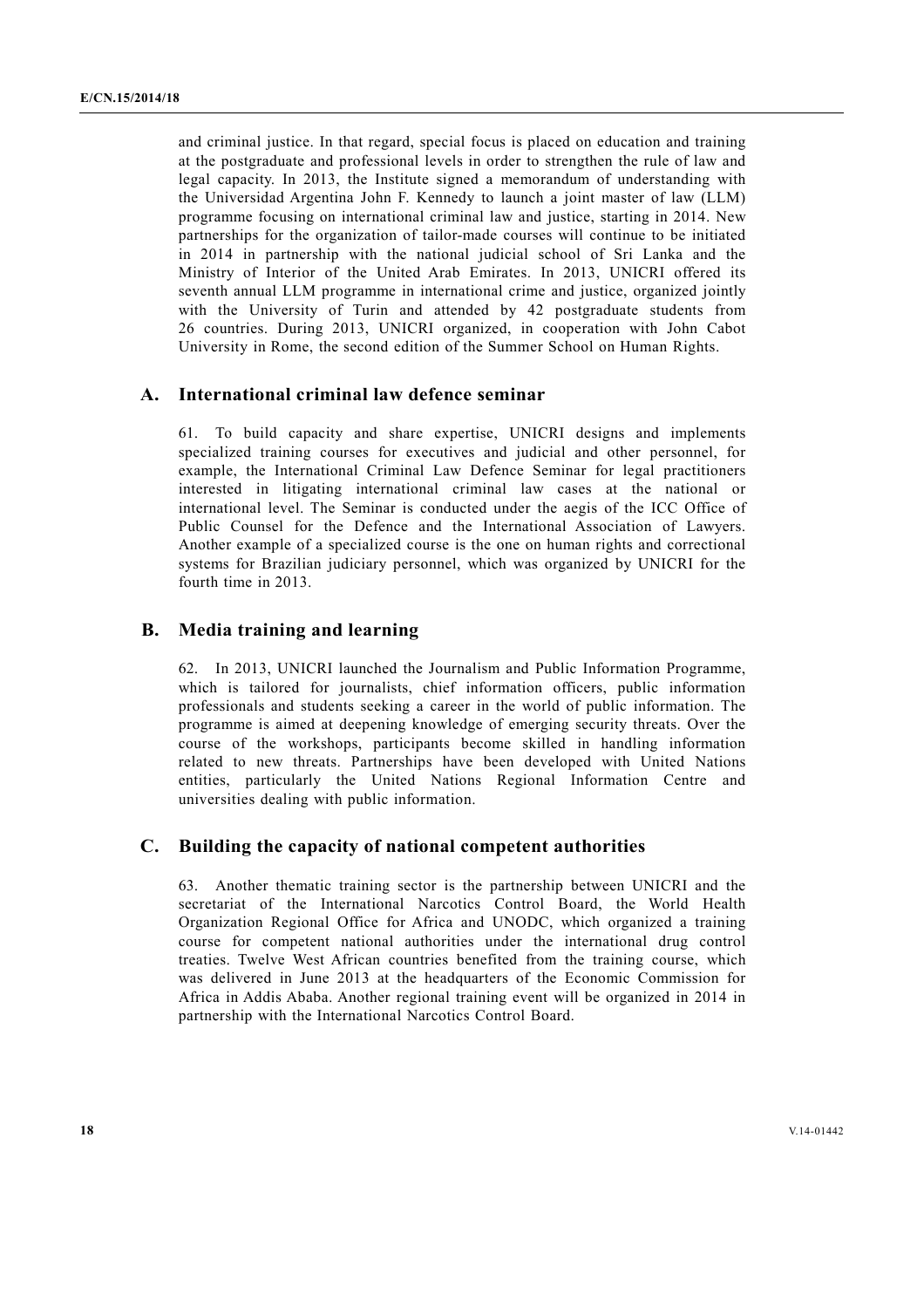and criminal justice. In that regard, special focus is placed on education and training at the postgraduate and professional levels in order to strengthen the rule of law and legal capacity. In 2013, the Institute signed a memorandum of understanding with the Universidad Argentina John F. Kennedy to launch a joint master of law (LLM) programme focusing on international criminal law and justice, starting in 2014. New partnerships for the organization of tailor-made courses will continue to be initiated in 2014 in partnership with the national judicial school of Sri Lanka and the Ministry of Interior of the United Arab Emirates. In 2013, UNICRI offered its seventh annual LLM programme in international crime and justice, organized jointly with the University of Turin and attended by 42 postgraduate students from 26 countries. During 2013, UNICRI organized, in cooperation with John Cabot University in Rome, the second edition of the Summer School on Human Rights.

## A. International criminal law defence seminar

61. To build capacity and share expertise, UNICRI designs and implements specialized training courses for executives and judicial and other personnel, for example, the International Criminal Law Defence Seminar for legal practitioners interested in litigating international criminal law cases at the national or international level. The Seminar is conducted under the aegis of the ICC Office of Public Counsel for the Defence and the International Association of Lawyers. Another example of a specialized course is the one on human rights and correctional systems for Brazilian judiciary personnel, which was organized by UNICRI for the fourth time in 2013.

## B. Media training and learning

62. In 2013, UNICRI launched the Journalism and Public Information Programme, which is tailored for journalists, chief information officers, public information professionals and students seeking a career in the world of public information. The programme is aimed at deepening knowledge of emerging security threats. Over the course of the workshops, participants become skilled in handling information related to new threats. Partnerships have been developed with United Nations entities, particularly the United Nations Regional Information Centre and universities dealing with public information.

## C. Building the capacity of national competent authorities

63. Another thematic training sector is the partnership between UNICRI and the secretariat of the International Narcotics Control Board, the World Health Organization Regional Office for Africa and UNODC, which organized a training course for competent national authorities under the international drug control treaties. Twelve West African countries benefited from the training course, which was delivered in June 2013 at the headquarters of the Economic Commission for Africa in Addis Ababa. Another regional training event will be organized in 2014 in partnership with the International Narcotics Control Board.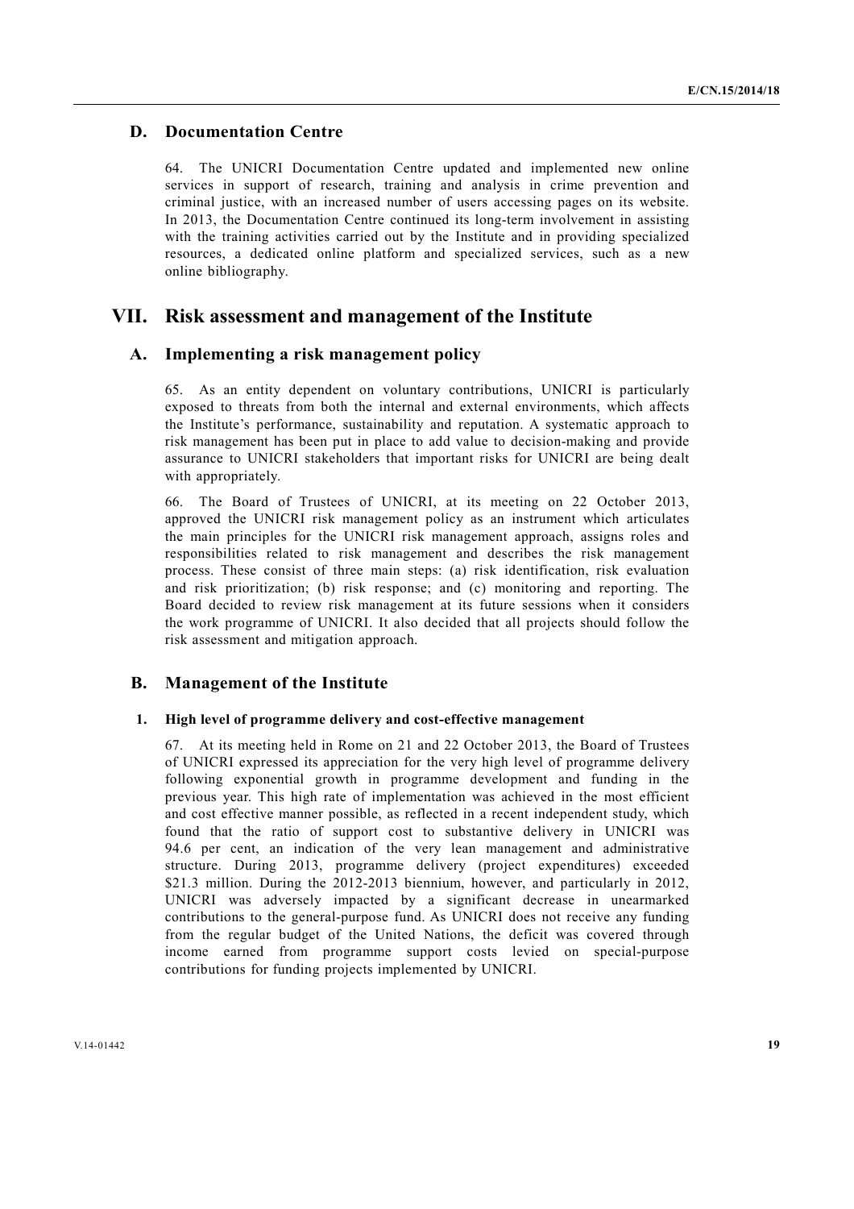## D. Documentation Centre

64. The UNICRI Documentation Centre updated and implemented new online services in support of research, training and analysis in crime prevention and criminal justice, with an increased number of users accessing pages on its website. In 2013, the Documentation Centre continued its long-term involvement in assisting with the training activities carried out by the Institute and in providing specialized resources, a dedicated online platform and specialized services, such as a new online bibliography.

# VII. Risk assessment and management of the Institute

## A. Implementing a risk management policy

65. As an entity dependent on voluntary contributions, UNICRI is particularly exposed to threats from both the internal and external environments, which affects the Institute's performance, sustainability and reputation. A systematic approach to risk management has been put in place to add value to decision-making and provide assurance to UNICRI stakeholders that important risks for UNICRI are being dealt with appropriately.

66. The Board of Trustees of UNICRI, at its meeting on 22 October 2013, approved the UNICRI risk management policy as an instrument which articulates the main principles for the UNICRI risk management approach, assigns roles and responsibilities related to risk management and describes the risk management process. These consist of three main steps: (a) risk identification, risk evaluation and risk prioritization; (b) risk response; and (c) monitoring and reporting. The Board decided to review risk management at its future sessions when it considers the work programme of UNICRI. It also decided that all projects should follow the risk assessment and mitigation approach.

## B. Management of the Institute

### 1. High level of programme delivery and cost-effective management

67. At its meeting held in Rome on 21 and 22 October 2013, the Board of Trustees of UNICRI expressed its appreciation for the very high level of programme delivery following exponential growth in programme development and funding in the previous year. This high rate of implementation was achieved in the most efficient and cost effective manner possible, as reflected in a recent independent study, which found that the ratio of support cost to substantive delivery in UNICRI was 94.6 per cent, an indication of the very lean management and administrative structure. During 2013, programme delivery (project expenditures) exceeded $21.3 million. During the 2012-2013 biennium, however, and particularly in 2012, UNICRI was adversely impacted by a significant decrease in unearmarked contributions to the general-purpose fund. As UNICRI does not receive any funding from the regular budget of the United Nations, the deficit was covered through income earned from programme support costs levied on special-purpose contributions for funding projects implemented by UNICRI.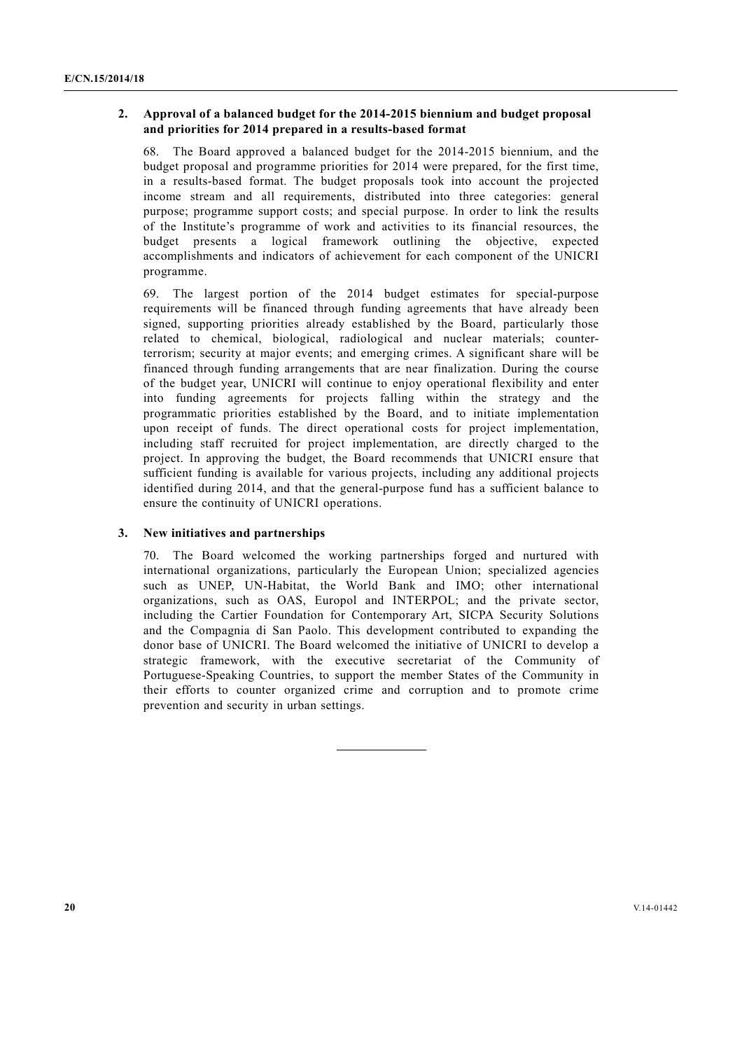### 2. Approval of a balanced budget for the 2014-2015 biennium and budget proposal and priorities for 2014 prepared in a results-based format

68. The Board approved a balanced budget for the 2014-2015 biennium, and the budget proposal and programme priorities for 2014 were prepared, for the first time, in a results-based format. The budget proposals took into account the projected income stream and all requirements, distributed into three categories: general purpose; programme support costs; and special purpose. In order to link the results of the Institute's programme of work and activities to its financial resources, the budget presents a logical framework outlining the objective, expected accomplishments and indicators of achievement for each component of the UNICRI programme.

69. The largest portion of the 2014 budget estimates for special-purpose requirements will be financed through funding agreements that have already been signed, supporting priorities already established by the Board, particularly those related to chemical, biological, radiological and nuclear materials; counter-terrorism; security at major events; and emerging crimes. A significant share will be financed through funding arrangements that are near finalization. During the course of the budget year, UNICRI will continue to enjoy operational flexibility and enter into funding agreements for projects falling within the strategy and the programmatic priorities established by the Board, and to initiate implementation upon receipt of funds. The direct operational costs for project implementation, including staff recruited for project implementation, are directly charged to the project. In approving the budget, the Board recommends that UNICRI ensure that sufficient funding is available for various projects, including any additional projects identified during 2014, and that the general-purpose fund has a sufficient balance to ensure the continuity of UNICRI operations.

### 3. New initiatives and partnerships

70. The Board welcomed the working partnerships forged and nurtured with international organizations, particularly the European Union; specialized agencies such as UNEP, UN-Habitat, the World Bank and IMO; other international organizations, such as OAS, Europol and INTERPOL; and the private sector, including the Cartier Foundation for Contemporary Art, SICPA Security Solutions and the Compagnia di San Paolo. This development contributed to expanding the donor base of UNICRI. The Board welcomed the initiative of UNICRI to develop a strategic framework, with the executive secretariat of the Community of Portuguese-Speaking Countries, to support the member States of the Community in their efforts to counter organized crime and corruption and to promote crime prevention and security in urban settings.